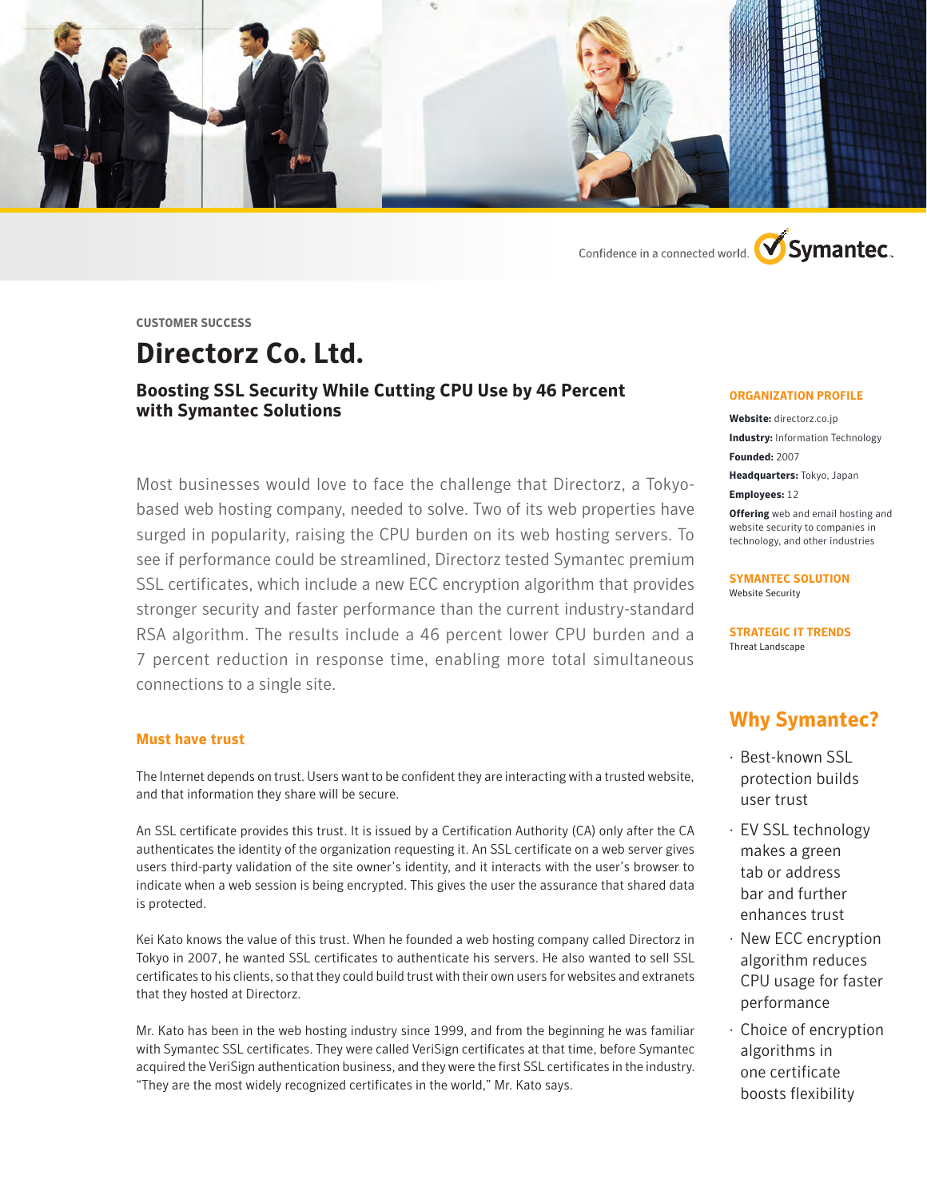Confidence in a connected world. Symantec.

CUSTOMER SUCCESS

# Directorz Co. Ltd.

## Boosting SSL Security While Cutting CPU Use by 46 Percent with Symantec Solutions

Most businesses would love to face the challenge that Directorz, a Tokyo-based web hosting company, needed to solve. Two of its web properties have surged in popularity, raising the CPU burden on its web hosting servers. To see if performance could be streamlined, Directorz tested Symantec premium SSL certificates, which include a new ECC encryption algorithm that provides stronger security and faster performance than the current industry-standard RSA algorithm. The results include a 46 percent lower CPU burden and a 7 percent reduction in response time, enabling more total simultaneous connections to a single site.

### Must have trust

The Internet depends on trust. Users want to be confident they are interacting with a trusted website, and that information they share will be secure.

An SSL certificate provides this trust. It is issued by a Certification Authority (CA) only after the CA authenticates the identity of the organization requesting it. An SSL certificate on a web server gives users third-party validation of the site owner's identity, and it interacts with the user's browser to indicate when a web session is being encrypted. This gives the user the assurance that shared data is protected.

Kei Kato knows the value of this trust. When he founded a web hosting company called Directorz in Tokyo in 2007, he wanted SSL certificates to authenticate his servers. He also wanted to sell SSL certificates to his clients, so that they could build trust with their own users for websites and extranets that they hosted at Directorz.

Mr. Kato has been in the web hosting industry since 1999, and from the beginning he was familiar with Symantec SSL certificates. They were called VeriSign certificates at that time, before Symantec acquired the VeriSign authentication business, and they were the first SSL certificates in the industry. "They are the most widely recognized certificates in the world," Mr. Kato says.

### ORGANIZATION PROFILE

**Website:** directorz.co.jp

**Industry:** Information Technology

**Founded:** 2007

**Headquarters:** Tokyo, Japan

**Employees:** 12

**Offering** web and email hosting and website security to companies in technology, and other industries

### SYMANTEC SOLUTION

Website Security

### STRATEGIC IT TRENDS

Threat Landscape

## Why Symantec?

- Best-known SSL protection builds user trust
- EV SSL technology makes a green tab or address bar and further enhances trust
- New ECC encryption algorithm reduces CPU usage for faster performance
- Choice of encryption algorithms in one certificate boosts flexibility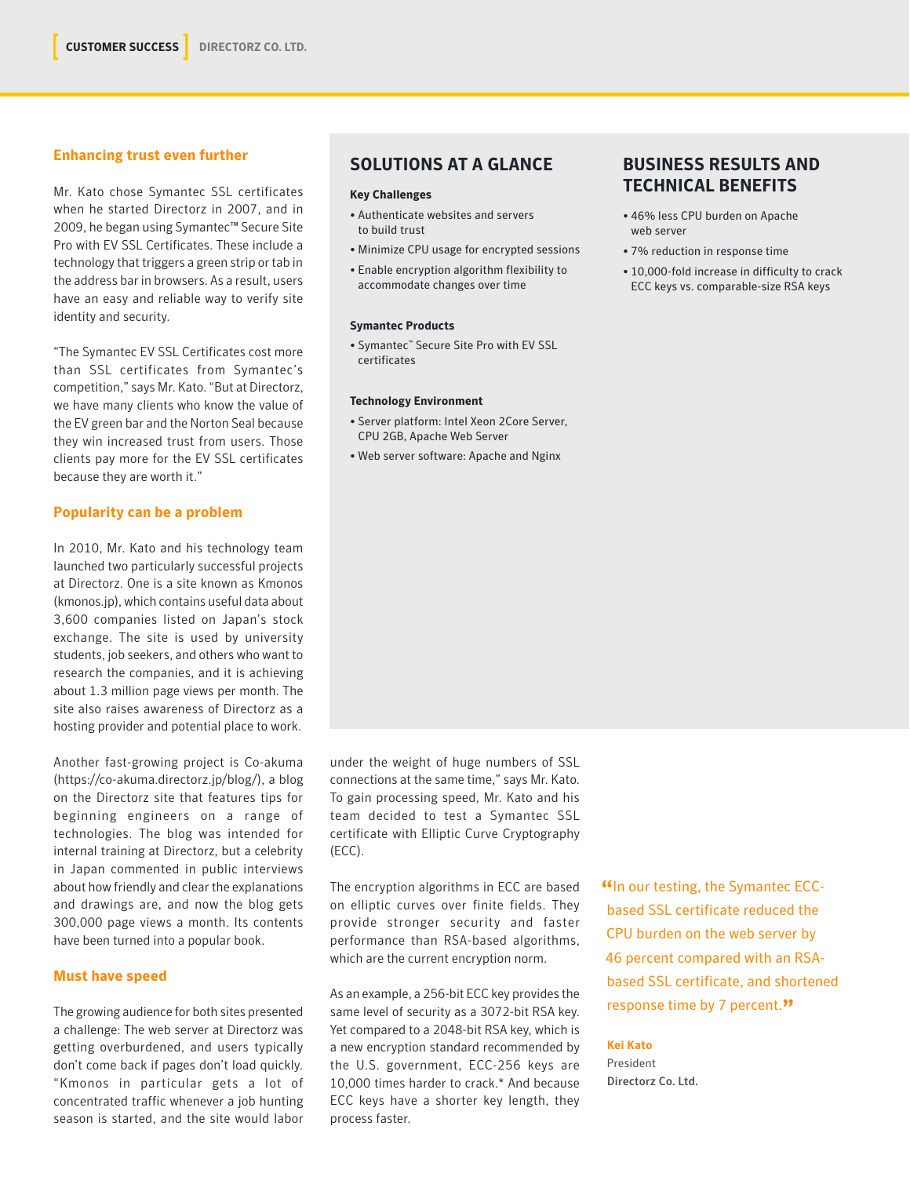## Enhancing trust even further

Mr. Kato chose Symantec SSL certificates when he started Directorz in 2007, and in 2009, he began using Symantec™ Secure Site Pro with EV SSL Certificates. These include a technology that triggers a green strip or tab in the address bar in browsers. As a result, users have an easy and reliable way to verify site identity and security.

"The Symantec EV SSL Certificates cost more than SSL certificates from Symantec's competition," says Mr. Kato. "But at Directorz, we have many clients who know the value of the EV green bar and the Norton Seal because they win increased trust from users. Those clients pay more for the EV SSL certificates because they are worth it."

## Popularity can be a problem

In 2010, Mr. Kato and his technology team launched two particularly successful projects at Directorz. One is a site known as Kmonos (kmonos.jp), which contains useful data about 3,600 companies listed on Japan's stock exchange. The site is used by university students, job seekers, and others who want to research the companies, and it is achieving about 1.3 million page views per month. The site also raises awareness of Directorz as a hosting provider and potential place to work.

Another fast-growing project is Co-akuma (https://co-akuma.directorz.jp/blog/), a blog on the Directorz site that features tips for beginning engineers on a range of technologies. The blog was intended for internal training at Directorz, but a celebrity in Japan commented in public interviews about how friendly and clear the explanations and drawings are, and now the blog gets 300,000 page views a month. Its contents have been turned into a popular book.

## Must have speed

The growing audience for both sites presented a challenge: The web server at Directorz was getting overburdened, and users typically don't come back if pages don't load quickly. "Kmonos in particular gets a lot of concentrated traffic whenever a job hunting season is started, and the site would labor under the weight of huge numbers of SSL connections at the same time," says Mr. Kato. To gain processing speed, Mr. Kato and his team decided to test a Symantec SSL certificate with Elliptic Curve Cryptography (ECC).

The encryption algorithms in ECC are based on elliptic curves over finite fields. They provide stronger security and faster performance than RSA-based algorithms, which are the current encryption norm.

As an example, a 256-bit ECC key provides the same level of security as a 3072-bit RSA key. Yet compared to a 2048-bit RSA key, which is a new encryption standard recommended by the U.S. government, ECC-256 keys are 10,000 times harder to crack.* And because ECC keys have a shorter key length, they process faster.

## SOLUTIONS AT A GLANCE

### Key Challenges

- Authenticate websites and servers to build trust
- Minimize CPU usage for encrypted sessions
- Enable encryption algorithm flexibility to accommodate changes over time

### Symantec Products

- Symantec™ Secure Site Pro with EV SSL certificates

### Technology Environment

- Server platform: Intel Xeon 2Core Server, CPU 2GB, Apache Web Server
- Web server software: Apache and Nginx

## BUSINESS RESULTS AND TECHNICAL BENEFITS

- 46% less CPU burden on Apache web server
- 7% reduction in response time
- 10,000-fold increase in difficulty to crack ECC keys vs. comparable-size RSA keys

"In our testing, the Symantec ECC-based SSL certificate reduced the CPU burden on the web server by 46 percent compared with an RSA-based SSL certificate, and shortened response time by 7 percent."

**Kei Kato**
President
**Directorz Co. Ltd.**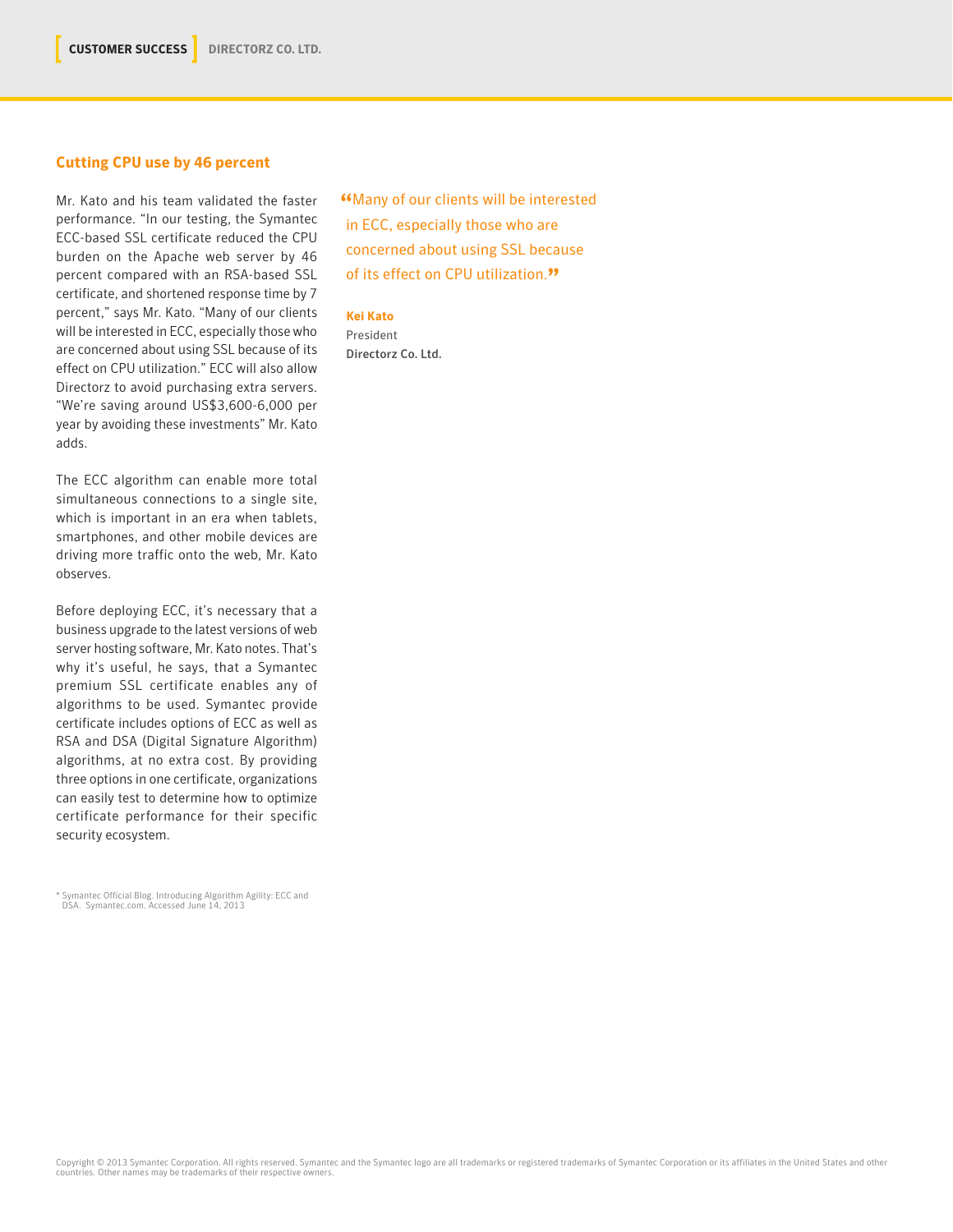## Cutting CPU use by 46 percent

Mr. Kato and his team validated the faster performance. "In our testing, the Symantec ECC-based SSL certificate reduced the CPU burden on the Apache web server by 46 percent compared with an RSA-based SSL certificate, and shortened response time by 7 percent," says Mr. Kato. "Many of our clients will be interested in ECC, especially those who are concerned about using SSL because of its effect on CPU utilization." ECC will also allow Directorz to avoid purchasing extra servers. "We're saving around US$3,600-6,000 per year by avoiding these investments" Mr. Kato adds.

The ECC algorithm can enable more total simultaneous connections to a single site, which is important in an era when tablets, smartphones, and other mobile devices are driving more traffic onto the web, Mr. Kato observes.

Before deploying ECC, it's necessary that a business upgrade to the latest versions of web server hosting software, Mr. Kato notes. That's why it's useful, he says, that a Symantec premium SSL certificate enables any of algorithms to be used. Symantec provide certificate includes options of ECC as well as RSA and DSA (Digital Signature Algorithm) algorithms, at no extra cost. By providing three options in one certificate, organizations can easily test to determine how to optimize certificate performance for their specific security ecosystem.

> "Many of our clients will be interested in ECC, especially those who are concerned about using SSL because of its effect on CPU utilization."
>
> **Kei Kato**
> President
> Directorz Co. Ltd.

* Symantec Official Blog. Introducing Algorithm Agility: ECC and DSA. Symantec.com. Accessed June 14, 2013

Copyright © 2013 Symantec Corporation. All rights reserved. Symantec and the Symantec logo are all trademarks or registered trademarks of Symantec Corporation or its affiliates in the United States and other countries. Other names may be trademarks of their respective owners.